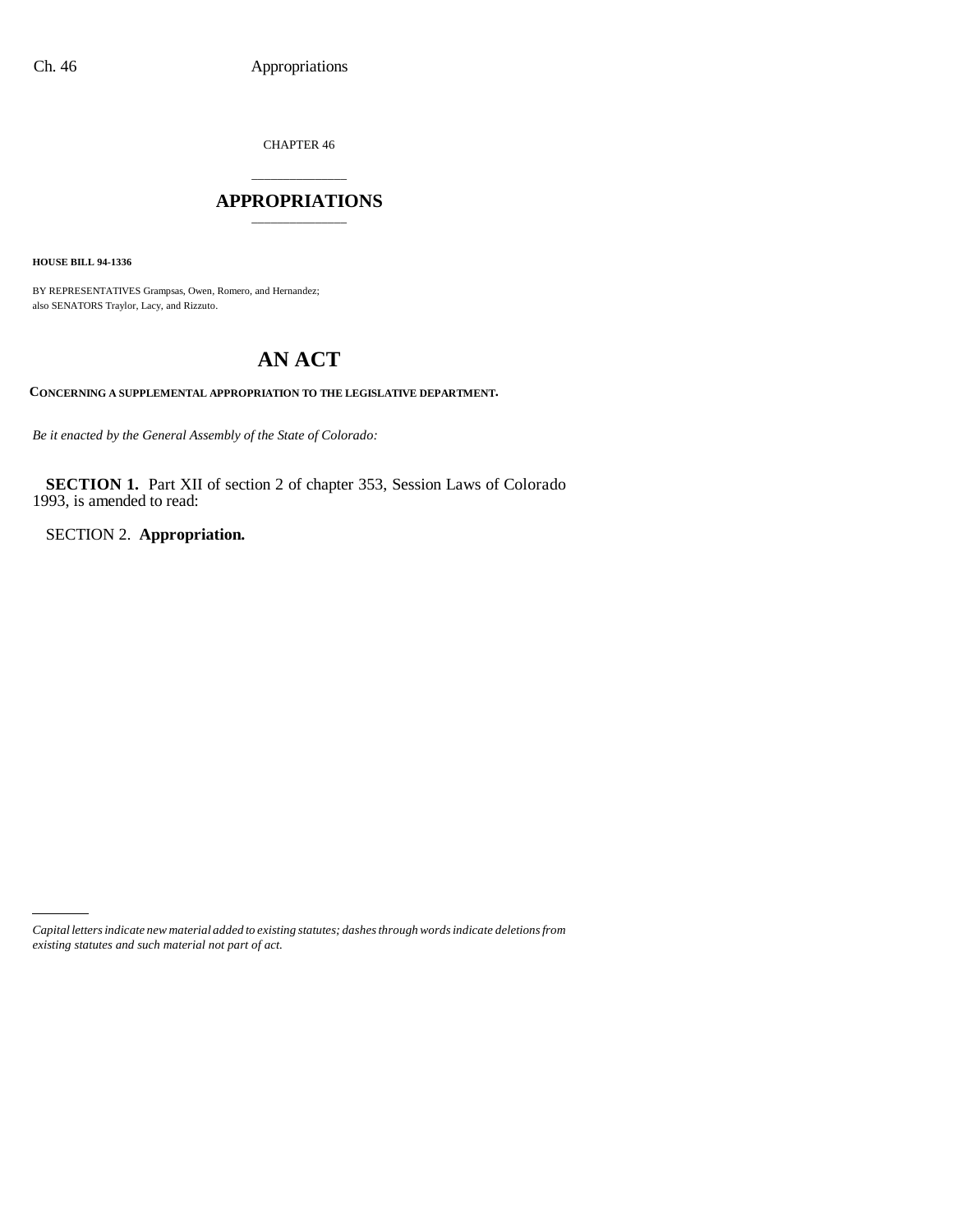CHAPTER 46

# APPROPRIATIONS

**HOUSE BILL 94-1336**

BY REPRESENTATIVES Grampsas, Owen, Romero, and Hernandez;
also SENATORS Traylor, Lacy, and Rizzuto.

# AN ACT

**CONCERNING A SUPPLEMENTAL APPROPRIATION TO THE LEGISLATIVE DEPARTMENT.**

*Be it enacted by the General Assembly of the State of Colorado:*

**SECTION 1.** Part XII of section 2 of chapter 353, Session Laws of Colorado 1993, is amended to read:

SECTION 2. **Appropriation.**

*Capital letters indicate new material added to existing statutes; dashes through words indicate deletions from existing statutes and such material not part of act.*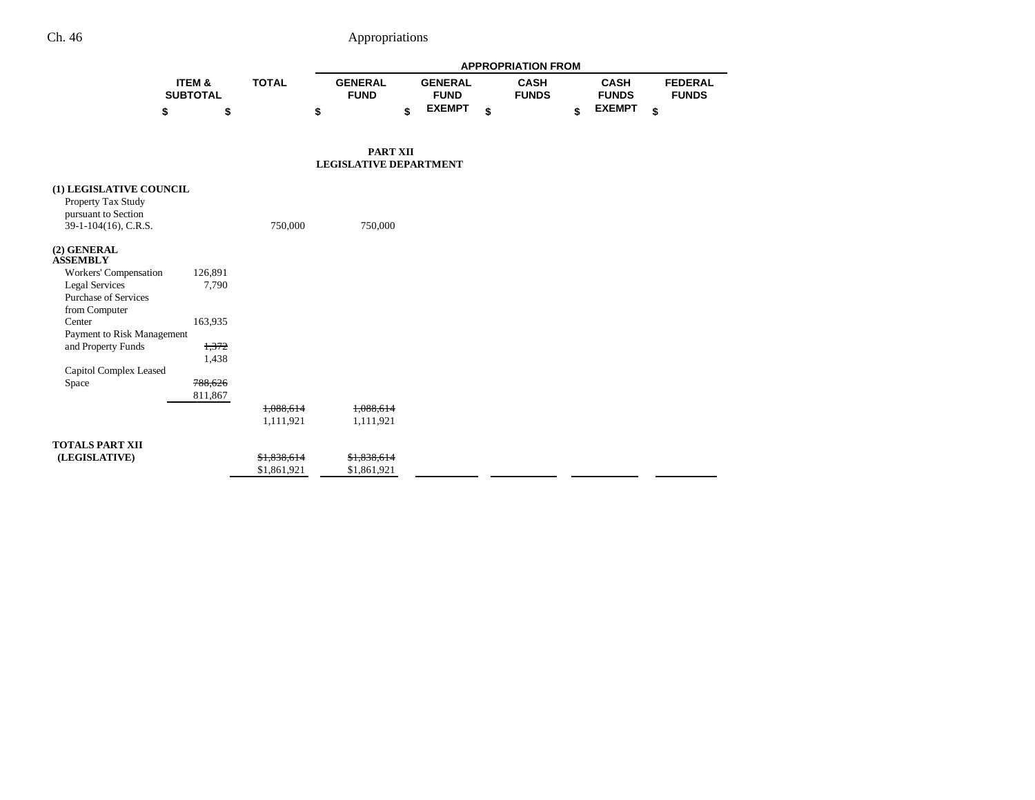| | ITEM & SUBTOTAL | TOTAL | APPROPRIATION FROM | | | | |
|---|---|---|---|---|---|---|---|
| | | | GENERAL FUND | GENERAL FUND EXEMPT | CASH FUNDS | CASH FUNDS EXEMPT | FEDERAL FUNDS |
| | $ | $ | $ | $ | $ | $ | $ |

**PART XII**
**LEGISLATIVE DEPARTMENT**

| | ITEM & SUBTOTAL | TOTAL | GENERAL FUND | GENERAL FUND EXEMPT | CASH FUNDS | CASH FUNDS EXEMPT | FEDERAL FUNDS |
|---|---|---|---|---|---|---|---|
| **(1) LEGISLATIVE COUNCIL** | | | | | | | |
| Property Tax Study pursuant to Section 39-1-104(16), C.R.S. | | 750,000 | 750,000 | | | | |
| **(2) GENERAL ASSEMBLY** | | | | | | | |
| Workers' Compensation | 126,891 | | | | | | |
| Legal Services | 7,790 | | | | | | |
| Purchase of Services from Computer Center | 163,935 | | | | | | |
| Payment to Risk Management and Property Funds | ~~1,372~~ 1,438 | | | | | | |
| Capitol Complex Leased Space | ~~788,626~~ 811,867 | | | | | | |
| | | ~~1,088,614~~ 1,111,921 | ~~1,088,614~~ 1,111,921 | | | | |
| **TOTALS PART XII (LEGISLATIVE)** | | ~~$1,838,614~~ $1,861,921 | ~~$1,838,614~~ $1,861,921 | | | | |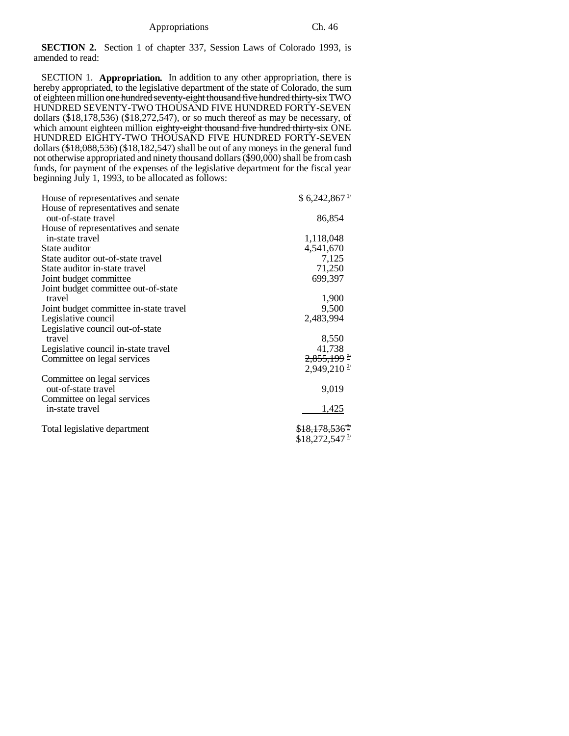**SECTION 2.** Section 1 of chapter 337, Session Laws of Colorado 1993, is amended to read:

SECTION 1. **Appropriation.** In addition to any other appropriation, there is hereby appropriated, to the legislative department of the state of Colorado, the sum of eighteen million ~~one hundred seventy-eight thousand five hundred thirty-six~~ TWO HUNDRED SEVENTY-TWO THOUSAND FIVE HUNDRED FORTY-SEVEN dollars ~~($18,178,536)~~ ($18,272,547), or so much thereof as may be necessary, of which amount eighteen million ~~eighty-eight thousand five hundred thirty-six~~ ONE HUNDRED EIGHTY-TWO THOUSAND FIVE HUNDRED FORTY-SEVEN dollars ~~($18,088,536)~~ ($18,182,547) shall be out of any moneys in the general fund not otherwise appropriated and ninety thousand dollars ($90,000) shall be from cash funds, for payment of the expenses of the legislative department for the fiscal year beginning July 1, 1993, to be allocated as follows:

| | |
|---|---|
| House of representatives and senate | $ 6,242,867 [1/] |
| House of representatives and senate out-of-state travel | 86,854 |
| House of representatives and senate in-state travel | 1,118,048 |
| State auditor | 4,541,670 |
| State auditor out-of-state travel | 7,125 |
| State auditor in-state travel | 71,250 |
| Joint budget committee | 699,397 |
| Joint budget committee out-of-state travel | 1,900 |
| Joint budget committee in-state travel | 9,500 |
| Legislative council | 2,483,994 |
| Legislative council out-of-state travel | 8,550 |
| Legislative council in-state travel | 41,738 |
| Committee on legal services | ~~2,855,199 [2/]~~ 2,949,210 [2/] |
| Committee on legal services out-of-state travel | 9,019 |
| Committee on legal services in-state travel | 1,425 |
| Total legislative department | ~~$18,178,536 [3/]~~ $18,272,547 [3/] |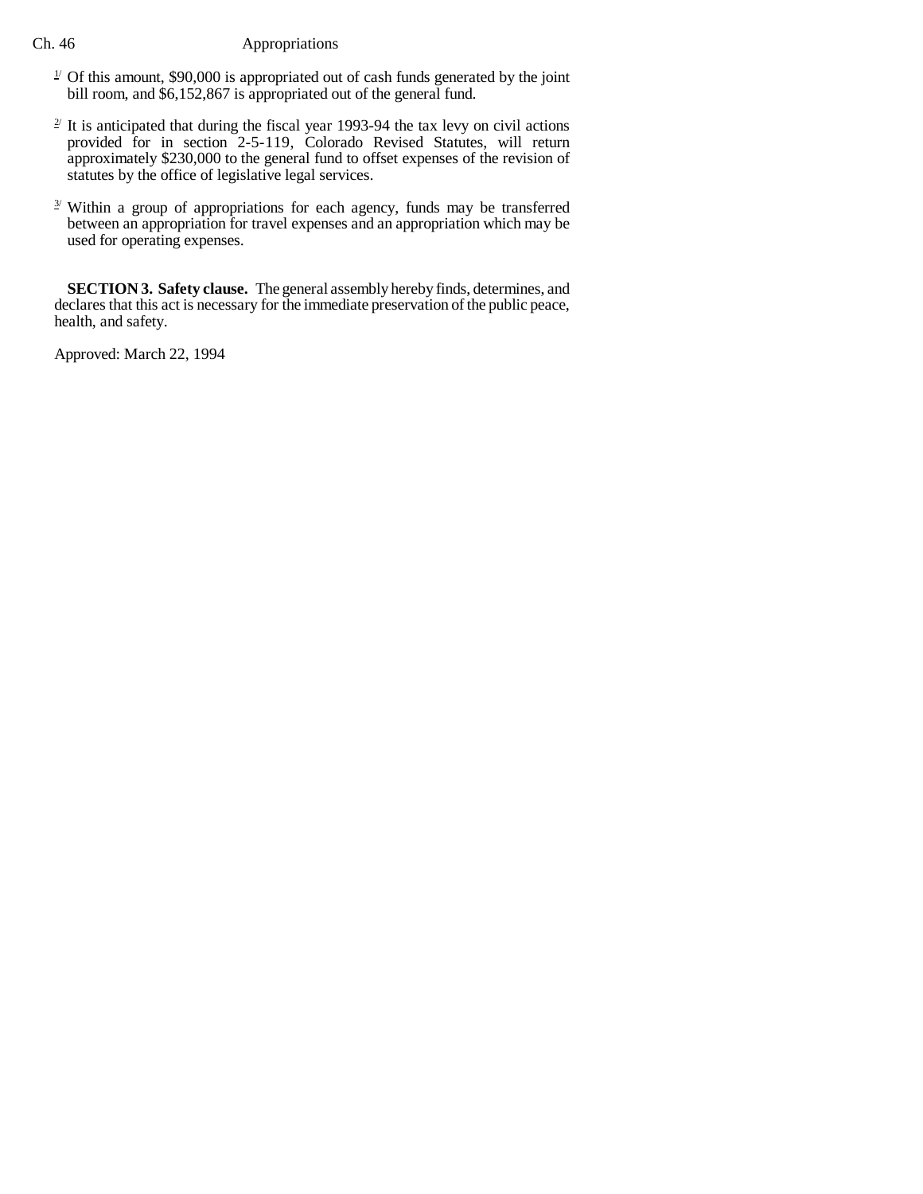[1] Of this amount, $90,000 is appropriated out of cash funds generated by the joint bill room, and $6,152,867 is appropriated out of the general fund.

[2] It is anticipated that during the fiscal year 1993-94 the tax levy on civil actions provided for in section 2-5-119, Colorado Revised Statutes, will return approximately $230,000 to the general fund to offset expenses of the revision of statutes by the office of legislative legal services.

[3] Within a group of appropriations for each agency, funds may be transferred between an appropriation for travel expenses and an appropriation which may be used for operating expenses.

**SECTION 3. Safety clause.** The general assembly hereby finds, determines, and declares that this act is necessary for the immediate preservation of the public peace, health, and safety.

Approved: March 22, 1994